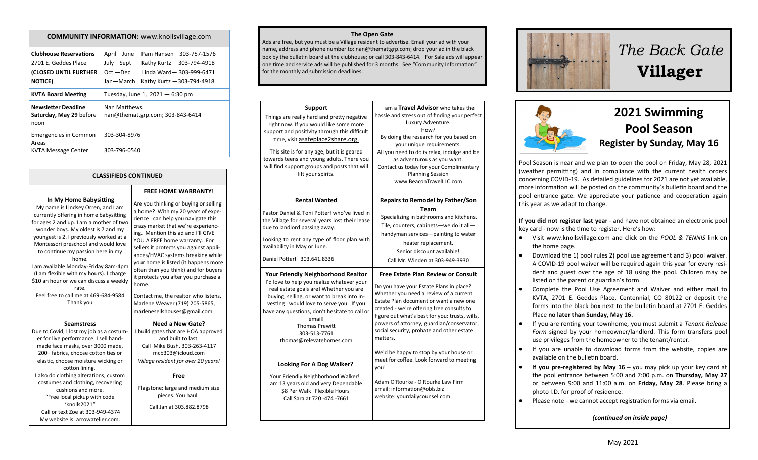# COMMUNITY INFORMATION: www.knollsvillage.com

| | |
|---|---|
| **Clubhouse Reservations** 2701 E. Geddes Place **(CLOSED UNTIL FURTHER NOTICE)** | April—June Pam Hansen—303-757-1576<br>July—Sept Kathy Kurtz —303-794-4918<br>Oct —Dec Linda Ward— 303-999-6471<br>Jan—March Kathy Kurtz —303-794-4918 |
| **KVTA Board Meeting** | Tuesday, June 1, 2021 — 6:30 pm |
| **Newsletter Deadline Saturday, May 29** before noon | Nan Matthews<br>nan@themattgrp.com; 303-843-6414 |
| Emergencies in Common Areas | 303-304-8976 |
| KVTA Message Center | 303-796-0540 |

## CLASSIFIEDS CONTINUED

### In My Home Babysitting

My name is Lindsey Orren, and I am currently offering in home babysitting for ages 2 and up. I am a mother of two wonder boys. My oldest is 7 and my youngest is 2. I previously worked at a Montessori preschool and would love to continue my passion here in my home.

I am available Monday-Friday 8am-4pm (I am flexible with my hours). I charge $10 an hour or we can discuss a weekly rate.

Feel free to call me at 469-684-9584

Thank you

### FREE HOME WARRANTY!

Are you thinking or buying or selling a home? With my 20 years of experience I can help you navigate this crazy market that we're experiencing. Mention this ad and I'll GIVE YOU A FREE home warranty. For sellers it protects you against appliances/HVAC systems breaking while your home is listed (it happens more often than you think) and for buyers it protects you after you purchase a home.

Contact me, the realtor who listens, Marlene Weaver (719) 205-5865, marlenesellshouses@gmail.com

### Seamstress

Due to Covid, I lost my job as a costumer for live performance. I sell handmade face masks, over 3000 made, 200+ fabrics, choose cotton ties or elastic, choose moisture wicking or cotton lining.

I also do clothing alterations, custom costumes and clothing, recovering cushions and more.

"Free local pickup with code 'knolls2021"

Call or text Zoe at 303-949-4374

My website is: arrowatelier.com.

### Need a New Gate?

I build gates that are HOA approved and built to last.

Call Mike Bush, 303-263-4117

mcb303@icloud.com

*Village resident for over 20 years!*

### Free

Flagstone: large and medium size pieces. You haul.

Call Jan at 303.882.8798

## The Open Gate

Ads are free, but you must be a Village resident to advertise. Email your ad with your name, address and phone number to: nan@themattgrp.com; drop your ad in the black box by the bulletin board at the clubhouse; or call 303-843-6414. For Sale ads will appear one time and service ads will be published for 3 months. See "Community Information" for the monthly ad submission deadlines.

### Support

Things are really hard and pretty negative right now. If you would like some more support and positivity through this difficult time, visit asafeplace2share.org.

This site is for any age, but it is geared towards teens and young adults. There you will find support groups and posts that will lift your spirits.

I am a **Travel Advisor** who takes the hassle and stress out of finding your perfect Luxury Adventure.

How?

By doing the research for you based on your unique requirements.

All you need to do is relax, indulge and be as adventurous as you want.

Contact us today for your Complimentary Planning Session

www.BeaconTravelLLC.com

### Rental Wanted

Pastor Daniel & Toni Potterf who've lived in the Village for several years lost their lease due to landlord passing away.

Looking to rent any type of floor plan with availability in May or June.

Daniel Potterf 303.641.8336

### Repairs to Remodel by Father/Son Team

Specializing in bathrooms and kitchens.

Tile, counters, cabinets—we do it all—

handyman services—painting to water heater replacement.

Senior discount available!

Call Mr. Winden at 303-949-3930

### Your Friendly Neighborhood Realtor

I'd love to help you realize whatever your real estate goals are! Whether you are buying, selling, or want to break into investing I would love to serve you. If you have any questions, don't hesitate to call or email!

Thomas Prewitt

303-513-7761

thomas@relevatehomes.com

### Free Estate Plan Review or Consult

Do you have your Estate Plans in place? Whether you need a review of a current Estate Plan document or want a new one created - we're offering free consults to figure out what's best for you: trusts, wills, powers of attorney, guardian/conservator, social security, probate and other estate matters.

We'd be happy to stop by your house or meet for coffee. Look forward to meeting you!

Adam O'Rourke - O'Rourke Law Firm

email: information@obls.biz

website: yourdailycounsel.com

### Looking For A Dog Walker?

Your Friendly Neighborhood Walker!

I am 13 years old and very Dependable.

$8 Per Walk Flexible Hours

Call Sara at 720 -474 -7661

# *The Back Gate* **Villager**

## 2021 Swimming Pool Season

### Register by Sunday, May 16

Pool Season is near and we plan to open the pool on Friday, May 28, 2021 (weather permitting) and in compliance with the current health orders concerning COVID-19. As detailed guidelines for 2021 are not yet available, more information will be posted on the community's bulletin board and the pool entrance gate. We appreciate your patience and cooperation again this year as we adapt to change.

**If you did not register last year** - and have not obtained an electronic pool key card - now is the time to register. Here's how:

- Visit www.knollsvillage.com and click on the *POOL & TENNIS* link on the home page.
- Download the 1) pool rules 2) pool use agreement and 3) pool waiver. A COVID-19 pool waiver will be required again this year for every resident and guest over the age of 18 using the pool. Children may be listed on the parent or guardian's form.
- Complete the Pool Use Agreement and Waiver and either mail to KVTA, 2701 E. Geddes Place, Centennial, CO 80122 or deposit the forms into the black box next to the bulletin board at 2701 E. Geddes Place **no later than Sunday, May 16.**
- If you are renting your townhome, you must submit a *Tenant Release Form* signed by your homeowner/landlord. This form transfers pool use privileges from the homeowner to the tenant/renter.
- If you are unable to download forms from the website, copies are available on the bulletin board.
- I**f you pre-registered by May 16** – you may pick up your key card at the pool entrance between 5:00 and 7:00 p.m. on **Thursday, May 27** or between 9:00 and 11:00 a.m. on **Friday, May 28**. Please bring a photo I.D. for proof of residence.
- Please note - we cannot accept registration forms via email.

*(continued on inside page)*

May 2021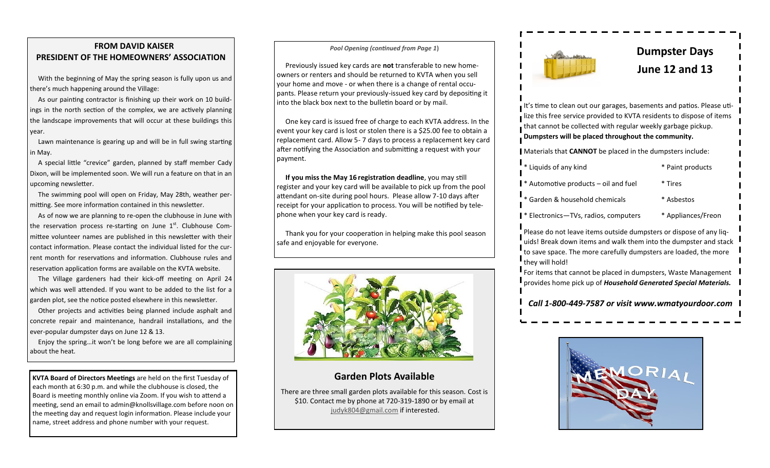## FROM DAVID KAISER
## PRESIDENT OF THE HOMEOWNERS' ASSOCIATION

With the beginning of May the spring season is fully upon us and there's much happening around the Village:

As our painting contractor is finishing up their work on 10 buildings in the north section of the complex, we are actively planning the landscape improvements that will occur at these buildings this year.

Lawn maintenance is gearing up and will be in full swing starting in May.

A special little "crevice" garden, planned by staff member Cady Dixon, will be implemented soon. We will run a feature on that in an upcoming newsletter.

The swimming pool will open on Friday, May 28th, weather permitting. See more information contained in this newsletter.

As of now we are planning to re-open the clubhouse in June with the reservation process re-starting on June 1st. Clubhouse Committee volunteer names are published in this newsletter with their contact information. Please contact the individual listed for the current month for reservations and information. Clubhouse rules and reservation application forms are available on the KVTA website.

The Village gardeners had their kick-off meeting on April 24 which was well attended. If you want to be added to the list for a garden plot, see the notice posted elsewhere in this newsletter.

Other projects and activities being planned include asphalt and concrete repair and maintenance, handrail installations, and the ever-popular dumpster days on June 12 & 13.

Enjoy the spring…it won't be long before we are all complaining about the heat.

**KVTA Board of Directors Meetings** are held on the first Tuesday of each month at 6:30 p.m. and while the clubhouse is closed, the Board is meeting monthly online via Zoom. If you wish to attend a meeting, send an email to admin@knollsvillage.com before noon on the meeting day and request login information. Please include your name, street address and phone number with your request.

*Pool Opening (continued from Page 1)*

Previously issued key cards are **not** transferable to new homeowners or renters and should be returned to KVTA when you sell your home and move - or when there is a change of rental occupants. Please return your previously-issued key card by depositing it into the black box next to the bulletin board or by mail.

One key card is issued free of charge to each KVTA address. In the event your key card is lost or stolen there is a $25.00 fee to obtain a replacement card. Allow 5- 7 days to process a replacement key card after notifying the Association and submitting a request with your payment.

**If you miss the May 16 registration deadline**, you may still register and your key card will be available to pick up from the pool attendant on-site during pool hours. Please allow 7-10 days after receipt for your application to process. You will be notified by telephone when your key card is ready.

Thank you for your cooperation in helping make this pool season safe and enjoyable for everyone.

## Garden Plots Available

There are three small garden plots available for this season. Cost is $10. Contact me by phone at 720-319-1890 or by email at judyk804@gmail.com if interested.

## Dumpster Days
## June 12 and 13

It's time to clean out our garages, basements and patios. Please utilize this free service provided to KVTA residents to dispose of items that cannot be collected with regular weekly garbage pickup. **Dumpsters will be placed throughout the community.**

Materials that **CANNOT** be placed in the dumpsters include:

| | |
|---|---|
| * Liquids of any kind | * Paint products |
| * Automotive products – oil and fuel | * Tires |
| * Garden & household chemicals | * Asbestos |
| * Electronics—TVs, radios, computers | * Appliances/Freon |

Please do not leave items outside dumpsters or dispose of any liquids! Break down items and walk them into the dumpster and stack to save space. The more carefully dumpsters are loaded, the more they will hold!

For items that cannot be placed in dumpsters, Waste Management provides home pick up of ***Household Generated Special Materials.***

***Call 1-800-449-7587 or visit www.wmatyourdoor.com***

MEMORIAL DAY